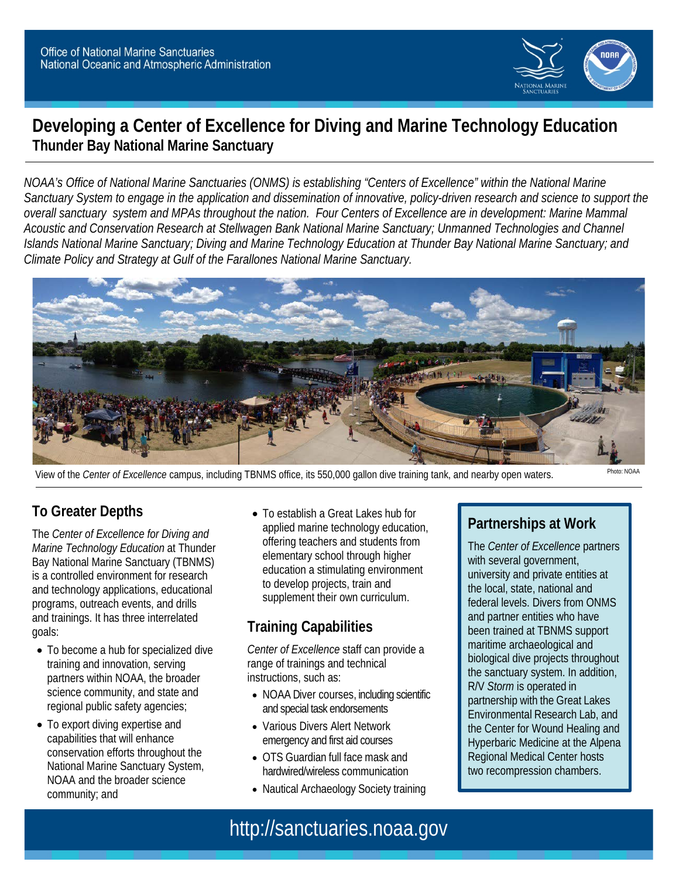Office of National Marine Sanctuaries
National Oceanic and Atmospheric Administration

# Developing a Center of Excellence for Diving and Marine Technology Education

## Thunder Bay National Marine Sanctuary

*NOAA's Office of National Marine Sanctuaries (ONMS) is establishing "Centers of Excellence" within the National Marine Sanctuary System to engage in the application and dissemination of innovative, policy-driven research and science to support the overall sanctuary system and MPAs throughout the nation. Four Centers of Excellence are in development: Marine Mammal Acoustic and Conservation Research at Stellwagen Bank National Marine Sanctuary; Unmanned Technologies and Channel Islands National Marine Sanctuary; Diving and Marine Technology Education at Thunder Bay National Marine Sanctuary; and Climate Policy and Strategy at Gulf of the Farallones National Marine Sanctuary.*

View of the *Center of Excellence* campus, including TBNMS office, its 550,000 gallon dive training tank, and nearby open waters. Photo: NOAA

### To Greater Depths

The *Center of Excellence for Diving and Marine Technology Education* at Thunder Bay National Marine Sanctuary (TBNMS) is a controlled environment for research and technology applications, educational programs, outreach events, and drills and trainings. It has three interrelated goals:

- To become a hub for specialized dive training and innovation, serving partners within NOAA, the broader science community, and state and regional public safety agencies;
- To export diving expertise and capabilities that will enhance conservation efforts throughout the National Marine Sanctuary System, NOAA and the broader science community; and
- To establish a Great Lakes hub for applied marine technology education, offering teachers and students from elementary school through higher education a stimulating environment to develop projects, train and supplement their own curriculum.

### Training Capabilities

*Center of Excellence* staff can provide a range of trainings and technical instructions, such as:

- NOAA Diver courses, including scientific and special task endorsements
- Various Divers Alert Network emergency and first aid courses
- OTS Guardian full face mask and hardwired/wireless communication
- Nautical Archaeology Society training

### Partnerships at Work

The *Center of Excellence* partners with several government, university and private entities at the local, state, national and federal levels. Divers from ONMS and partner entities who have been trained at TBNMS support maritime archaeological and biological dive projects throughout the sanctuary system. In addition, R/V *Storm* is operated in partnership with the Great Lakes Environmental Research Lab, and the Center for Wound Healing and Hyperbaric Medicine at the Alpena Regional Medical Center hosts two recompression chambers.

http://sanctuaries.noaa.gov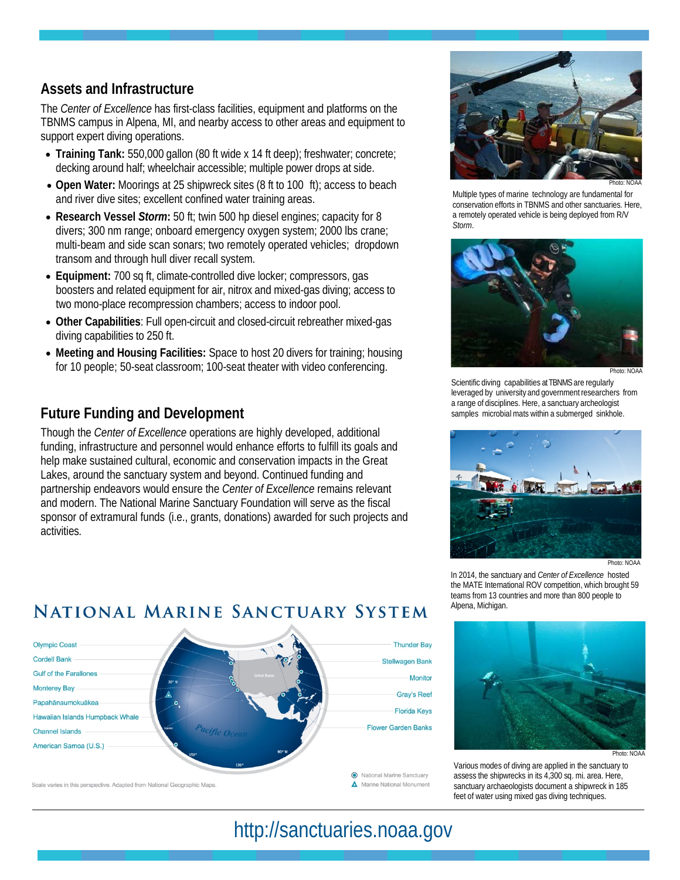## Assets and Infrastructure

The *Center of Excellence* has first-class facilities, equipment and platforms on the TBNMS campus in Alpena, MI, and nearby access to other areas and equipment to support expert diving operations.

- **Training Tank:** 550,000 gallon (80 ft wide x 14 ft deep); freshwater; concrete; decking around half; wheelchair accessible; multiple power drops at side.
- **Open Water:** Moorings at 25 shipwreck sites (8 ft to 100 ft); access to beach and river dive sites; excellent confined water training areas.
- **Research Vessel *Storm*:** 50 ft; twin 500 hp diesel engines; capacity for 8 divers; 300 nm range; onboard emergency oxygen system; 2000 lbs crane; multi-beam and side scan sonars; two remotely operated vehicles; dropdown transom and through hull diver recall system.
- **Equipment:** 700 sq ft, climate-controlled dive locker; compressors, gas boosters and related equipment for air, nitrox and mixed-gas diving; access to two mono-place recompression chambers; access to indoor pool.
- **Other Capabilities**: Full open-circuit and closed-circuit rebreather mixed-gas diving capabilities to 250 ft.
- **Meeting and Housing Facilities:** Space to host 20 divers for training; housing for 10 people; 50-seat classroom; 100-seat theater with video conferencing.

Photo: NOAA

Multiple types of marine technology are fundamental for conservation efforts in TBNMS and other sanctuaries. Here, a remotely operated vehicle is being deployed from R/V *Storm*.

Photo: NOAA

Scientific diving capabilities at TBNMS are regularly leveraged by university and government researchers from a range of disciplines. Here, a sanctuary archeologist samples microbial mats within a submerged sinkhole.

## Future Funding and Development

Though the *Center of Excellence* operations are highly developed, additional funding, infrastructure and personnel would enhance efforts to fulfill its goals and help make sustained cultural, economic and conservation impacts in the Great Lakes, around the sanctuary system and beyond. Continued funding and partnership endeavors would ensure the *Center of Excellence* remains relevant and modern. The National Marine Sanctuary Foundation will serve as the fiscal sponsor of extramural funds (i.e., grants, donations) awarded for such projects and activities.

Photo: NOAA

In 2014, the sanctuary and *Center of Excellence* hosted the MATE International ROV competition, which brought 59 teams from 13 countries and more than 800 people to Alpena, Michigan.

## National Marine Sanctuary System

Olympic Coast
Cordell Bank
Gulf of the Farallones
Monterey Bay
Papahānaumokuākea
Hawaiian Islands Humpback Whale
Channel Islands
American Samoa (U.S.)

Thunder Bay
Stellwagen Bank
Monitor
Gray's Reef
Florida Keys
Flower Garden Banks

United States
Pacific Ocean
Equator
30° N
150°
120°
90° W

National Marine Sanctuary
Marine National Monument

Scale varies in this perspective. Adapted from National Geographic Maps.

Photo: NOAA

Various modes of diving are applied in the sanctuary to assess the shipwrecks in its 4,300 sq. mi. area. Here, sanctuary archaeologists document a shipwreck in 185 feet of water using mixed gas diving techniques.

http://sanctuaries.noaa.gov